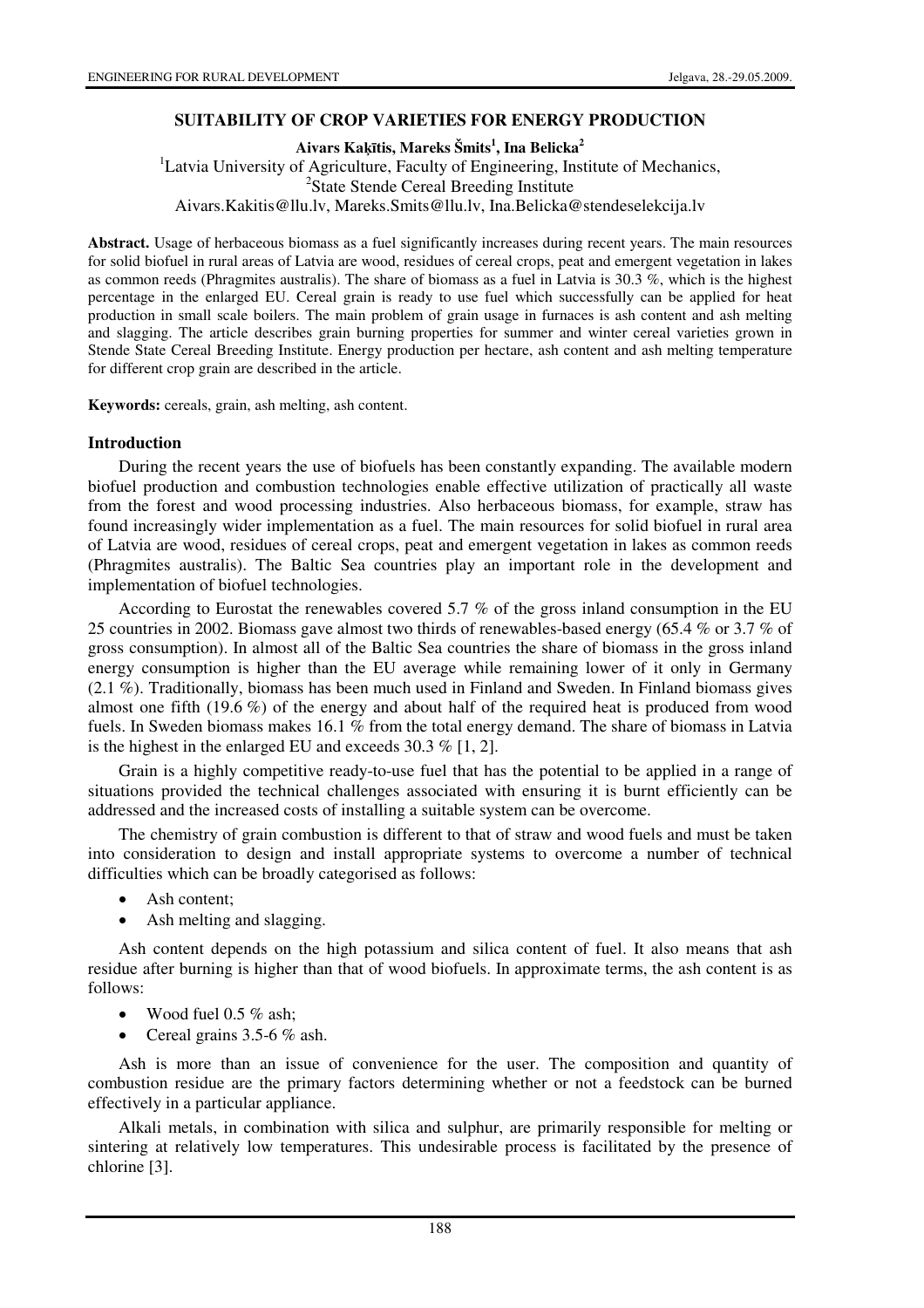# SUITABILITY OF CROP VARIETIES FOR ENERGY PRODUCTION

**Aivars Kaķītis, Mareks Šmits[1], Ina Belicka[2]**

[1]Latvia University of Agriculture, Faculty of Engineering, Institute of Mechanics,
[2]State Stende Cereal Breeding Institute
Aivars.Kakitis@llu.lv, Mareks.Smits@llu.lv, Ina.Belicka@stendeselekcija.lv

**Abstract.** Usage of herbaceous biomass as a fuel significantly increases during recent years. The main resources for solid biofuel in rural areas of Latvia are wood, residues of cereal crops, peat and emergent vegetation in lakes as common reeds (Phragmites australis). The share of biomass as a fuel in Latvia is 30.3 %, which is the highest percentage in the enlarged EU. Cereal grain is ready to use fuel which successfully can be applied for heat production in small scale boilers. The main problem of grain usage in furnaces is ash content and ash melting and slagging. The article describes grain burning properties for summer and winter cereal varieties grown in Stende State Cereal Breeding Institute. Energy production per hectare, ash content and ash melting temperature for different crop grain are described in the article.

**Keywords:** cereals, grain, ash melting, ash content.

## Introduction

During the recent years the use of biofuels has been constantly expanding. The available modern biofuel production and combustion technologies enable effective utilization of practically all waste from the forest and wood processing industries. Also herbaceous biomass, for example, straw has found increasingly wider implementation as a fuel. The main resources for solid biofuel in rural area of Latvia are wood, residues of cereal crops, peat and emergent vegetation in lakes as common reeds (Phragmites australis). The Baltic Sea countries play an important role in the development and implementation of biofuel technologies.

According to Eurostat the renewables covered 5.7 % of the gross inland consumption in the EU 25 countries in 2002. Biomass gave almost two thirds of renewables-based energy (65.4 % or 3.7 % of gross consumption). In almost all of the Baltic Sea countries the share of biomass in the gross inland energy consumption is higher than the EU average while remaining lower of it only in Germany (2.1 %). Traditionally, biomass has been much used in Finland and Sweden. In Finland biomass gives almost one fifth (19.6 %) of the energy and about half of the required heat is produced from wood fuels. In Sweden biomass makes 16.1 % from the total energy demand. The share of biomass in Latvia is the highest in the enlarged EU and exceeds 30.3 % [1, 2].

Grain is a highly competitive ready-to-use fuel that has the potential to be applied in a range of situations provided the technical challenges associated with ensuring it is burnt efficiently can be addressed and the increased costs of installing a suitable system can be overcome.

The chemistry of grain combustion is different to that of straw and wood fuels and must be taken into consideration to design and install appropriate systems to overcome a number of technical difficulties which can be broadly categorised as follows:

- Ash content;
- Ash melting and slagging.

Ash content depends on the high potassium and silica content of fuel. It also means that ash residue after burning is higher than that of wood biofuels. In approximate terms, the ash content is as follows:

- Wood fuel 0.5 % ash;
- Cereal grains 3.5-6 % ash.

Ash is more than an issue of convenience for the user. The composition and quantity of combustion residue are the primary factors determining whether or not a feedstock can be burned effectively in a particular appliance.

Alkali metals, in combination with silica and sulphur, are primarily responsible for melting or sintering at relatively low temperatures. This undesirable process is facilitated by the presence of chlorine [3].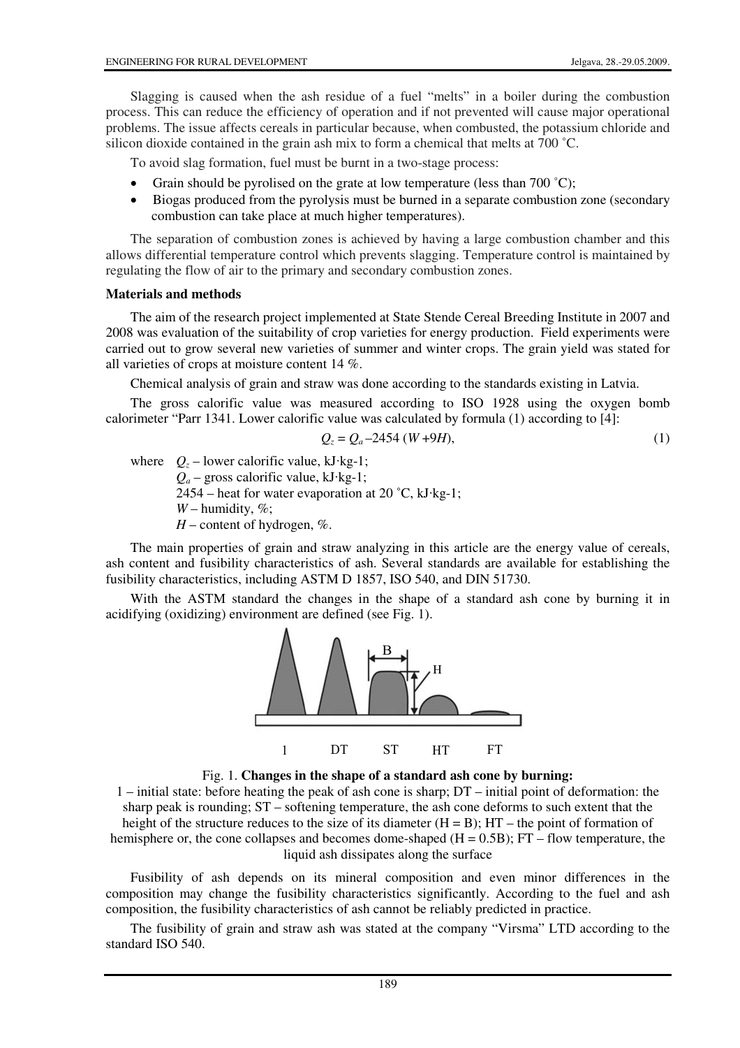Slagging is caused when the ash residue of a fuel "melts" in a boiler during the combustion process. This can reduce the efficiency of operation and if not prevented will cause major operational problems. The issue affects cereals in particular because, when combusted, the potassium chloride and silicon dioxide contained in the grain ash mix to form a chemical that melts at 700 ˚C.

To avoid slag formation, fuel must be burnt in a two-stage process:

- Grain should be pyrolised on the grate at low temperature (less than 700 ˚C);
- Biogas produced from the pyrolysis must be burned in a separate combustion zone (secondary combustion can take place at much higher temperatures).

The separation of combustion zones is achieved by having a large combustion chamber and this allows differential temperature control which prevents slagging. Temperature control is maintained by regulating the flow of air to the primary and secondary combustion zones.

**Materials and methods**

The aim of the research project implemented at State Stende Cereal Breeding Institute in 2007 and 2008 was evaluation of the suitability of crop varieties for energy production. Field experiments were carried out to grow several new varieties of summer and winter crops. The grain yield was stated for all varieties of crops at moisture content 14 %.

Chemical analysis of grain and straw was done according to the standards existing in Latvia.

The gross calorific value was measured according to ISO 1928 using the oxygen bomb calorimeter "Parr 1341. Lower calorific value was calculated by formula (1) according to [4]:

$$Q_z = Q_a - 2454\,(W + 9H), \tag{1}$$

where $Q_z$ – lower calorific value, kJ·kg-1;
$Q_a$ – gross calorific value, kJ·kg-1;
2454 – heat for water evaporation at 20 ˚C, kJ·kg-1;
$W$ – humidity, %;
$H$ – content of hydrogen, %.

The main properties of grain and straw analyzing in this article are the energy value of cereals, ash content and fusibility characteristics of ash. Several standards are available for establishing the fusibility characteristics, including ASTM D 1857, ISO 540, and DIN 51730.

With the ASTM standard the changes in the shape of a standard ash cone by burning it in acidifying (oxidizing) environment are defined (see Fig. 1).

Fig. 1. **Changes in the shape of a standard ash cone by burning:**
1 – initial state: before heating the peak of ash cone is sharp; DT – initial point of deformation: the sharp peak is rounding; ST – softening temperature, the ash cone deforms to such extent that the height of the structure reduces to the size of its diameter (H = B); HT – the point of formation of hemisphere or, the cone collapses and becomes dome-shaped (H = 0.5B); FT – flow temperature, the liquid ash dissipates along the surface

Fusibility of ash depends on its mineral composition and even minor differences in the composition may change the fusibility characteristics significantly. According to the fuel and ash composition, the fusibility characteristics of ash cannot be reliably predicted in practice.

The fusibility of grain and straw ash was stated at the company "Virsma" LTD according to the standard ISO 540.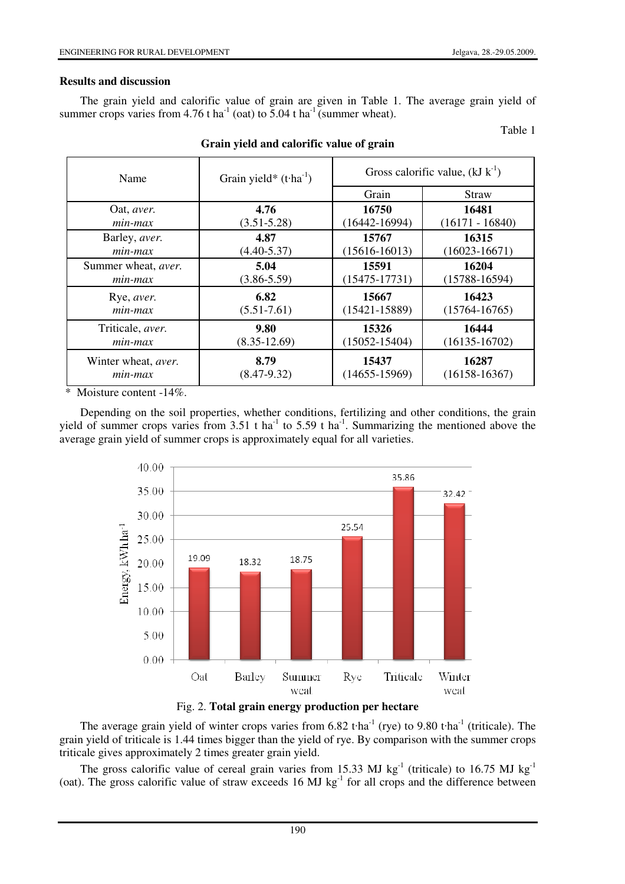### Results and discussion

The grain yield and calorific value of grain are given in Table 1. The average grain yield of summer crops varies from 4.76 t ha$^{-1}$ (oat) to 5.04 t ha$^{-1}$ (summer wheat).

Table 1

**Grain yield and calorific value of grain**

| Name | Grain yield* (t·ha$^{-1}$) | Gross calorific value, (kJ k$^{-1}$) | |
|---|---|---|---|
| | | Grain | Straw |
| Oat, *aver.* | **4.76** | **16750** | **16481** |
| *min-max* | (3.51-5.28) | (16442-16994) | (16171 - 16840) |
| Barley, *aver.* | **4.87** | **15767** | **16315** |
| *min-max* | (4.40-5.37) | (15616-16013) | (16023-16671) |
| Summer wheat, *aver.* | **5.04** | **15591** | **16204** |
| *min-max* | (3.86-5.59) | (15475-17731) | (15788-16594) |
| Rye, *aver.* | **6.82** | **15667** | **16423** |
| *min-max* | (5.51-7.61) | (15421-15889) | (15764-16765) |
| Triticale, *aver.* | **9.80** | **15326** | **16444** |
| *min-max* | (8.35-12.69) | (15052-15404) | (16135-16702) |
| Winter wheat, *aver.* | **8.79** | **15437** | **16287** |
| *min-max* | (8.47-9.32) | (14655-15969) | (16158-16367) |

\* Moisture content -14%.

Depending on the soil properties, whether conditions, fertilizing and other conditions, the grain yield of summer crops varies from 3.51 t ha$^{-1}$ to 5.59 t ha$^{-1}$. Summarizing the mentioned above the average grain yield of summer crops is approximately equal for all varieties.

Fig. 2. **Total grain energy production per hectare**

The average grain yield of winter crops varies from 6.82 t·ha$^{-1}$ (rye) to 9.80 t·ha$^{-1}$ (triticale). The grain yield of triticale is 1.44 times bigger than the yield of rye. By comparison with the summer crops triticale gives approximately 2 times greater grain yield.

The gross calorific value of cereal grain varies from 15.33 MJ kg$^{-1}$ (triticale) to 16.75 MJ kg$^{-1}$ (oat). The gross calorific value of straw exceeds 16 MJ kg$^{-1}$ for all crops and the difference between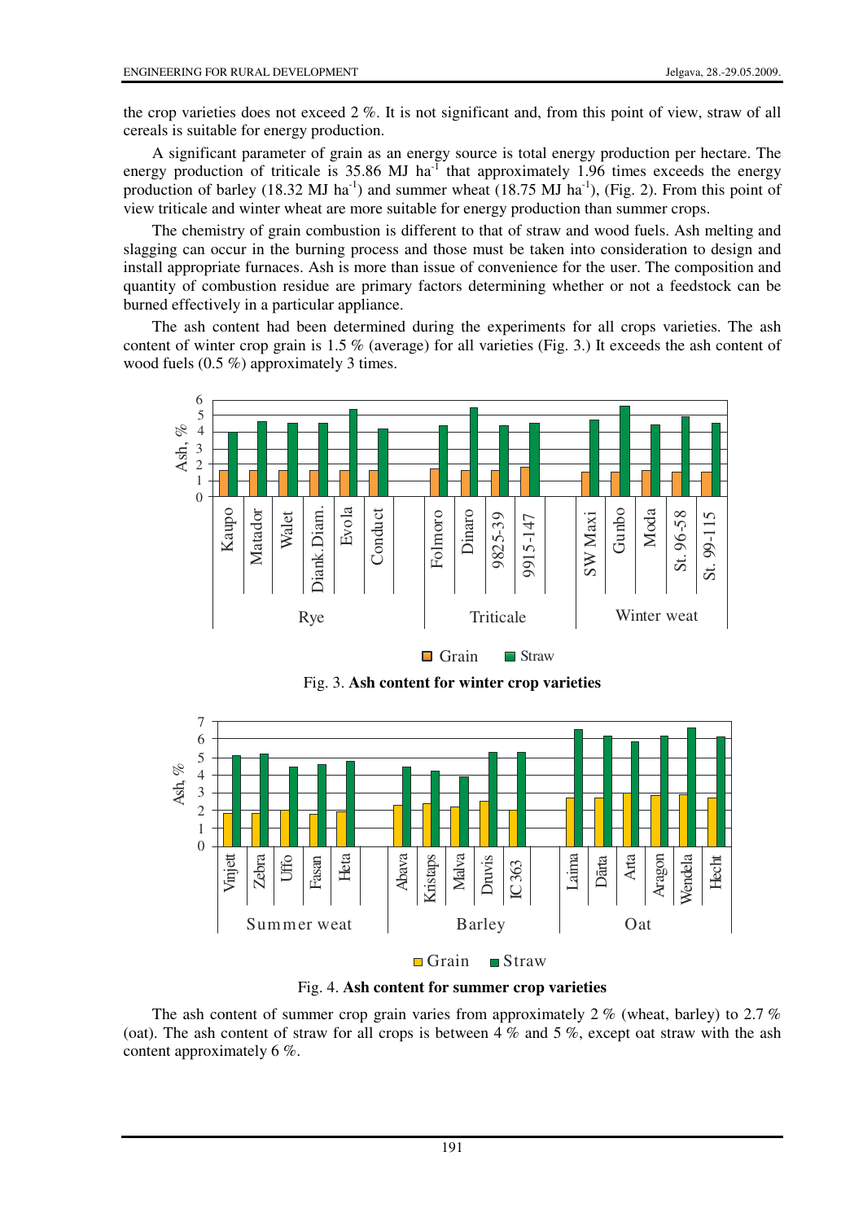the crop varieties does not exceed 2 %. It is not significant and, from this point of view, straw of all cereals is suitable for energy production.

A significant parameter of grain as an energy source is total energy production per hectare. The energy production of triticale is 35.86 MJ $ha^{-1}$ that approximately 1.96 times exceeds the energy production of barley (18.32 MJ $ha^{-1}$) and summer wheat (18.75 MJ $ha^{-1}$), (Fig. 2). From this point of view triticale and winter wheat are more suitable for energy production than summer crops.

The chemistry of grain combustion is different to that of straw and wood fuels. Ash melting and slagging can occur in the burning process and those must be taken into consideration to design and install appropriate furnaces. Ash is more than issue of convenience for the user. The composition and quantity of combustion residue are primary factors determining whether or not a feedstock can be burned effectively in a particular appliance.

The ash content had been determined during the experiments for all crops varieties. The ash content of winter crop grain is 1.5 % (average) for all varieties (Fig. 3.) It exceeds the ash content of wood fuels (0.5 %) approximately 3 times.

Fig. 3. **Ash content for winter crop varieties**

Fig. 4. **Ash content for summer crop varieties**

The ash content of summer crop grain varies from approximately 2 % (wheat, barley) to 2.7 % (oat). The ash content of straw for all crops is between 4 % and 5 %, except oat straw with the ash content approximately 6 %.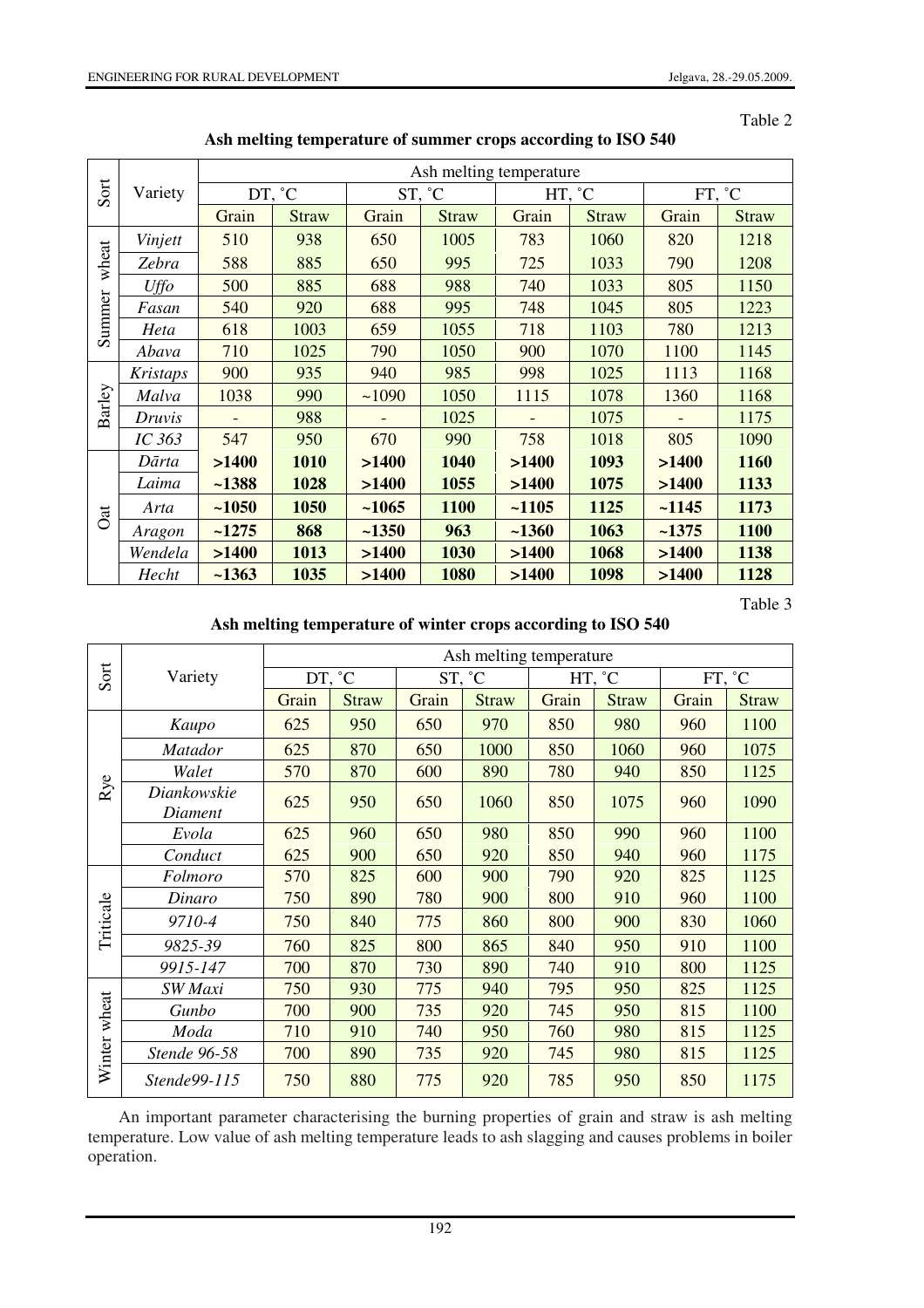Table 2

**Ash melting temperature of summer crops according to ISO 540**

| Sort | Variety | Ash melting temperature | | | | | | | |
|---|---|---|---|---|---|---|---|---|---|
| | | DT, ˚C | | ST, ˚C | | HT, ˚C | | FT, ˚C | |
| | | Grain | Straw | Grain | Straw | Grain | Straw | Grain | Straw |
| Summer wheat | *Vinjett* | 510 | 938 | 650 | 1005 | 783 | 1060 | 820 | 1218 |
| | *Zebra* | 588 | 885 | 650 | 995 | 725 | 1033 | 790 | 1208 |
| | *Uffo* | 500 | 885 | 688 | 988 | 740 | 1033 | 805 | 1150 |
| | *Fasan* | 540 | 920 | 688 | 995 | 748 | 1045 | 805 | 1223 |
| | *Heta* | 618 | 1003 | 659 | 1055 | 718 | 1103 | 780 | 1213 |
| | *Abava* | 710 | 1025 | 790 | 1050 | 900 | 1070 | 1100 | 1145 |
| Barley | *Kristaps* | 900 | 935 | 940 | 985 | 998 | 1025 | 1113 | 1168 |
| | *Malva* | 1038 | 990 | ~1090 | 1050 | 1115 | 1078 | 1360 | 1168 |
| | *Druvis* | - | 988 | - | 1025 | - | 1075 | - | 1175 |
| | *IC 363* | 547 | 950 | 670 | 990 | 758 | 1018 | 805 | 1090 |
| Oat | *Dārta* | **>1400** | **1010** | **>1400** | **1040** | **>1400** | **1093** | **>1400** | **1160** |
| | *Laima* | **~1388** | **1028** | **>1400** | **1055** | **>1400** | **1075** | **>1400** | **1133** |
| | *Arta* | **~1050** | **1050** | **~1065** | **1100** | **~1105** | **1125** | **~1145** | **1173** |
| | *Aragon* | **~1275** | **868** | **~1350** | **963** | **~1360** | **1063** | **~1375** | **1100** |
| | *Wendela* | **>1400** | **1013** | **>1400** | **1030** | **>1400** | **1068** | **>1400** | **1138** |
| | *Hecht* | **~1363** | **1035** | **>1400** | **1080** | **>1400** | **1098** | **>1400** | **1128** |

Table 3

**Ash melting temperature of winter crops according to ISO 540**

| Sort | Variety | Ash melting temperature | | | | | | | |
|---|---|---|---|---|---|---|---|---|---|
| | | DT, ˚C | | ST, ˚C | | HT, ˚C | | FT, ˚C | |
| | | Grain | Straw | Grain | Straw | Grain | Straw | Grain | Straw |
| Rye | *Kaupo* | 625 | 950 | 650 | 970 | 850 | 980 | 960 | 1100 |
| | *Matador* | 625 | 870 | 650 | 1000 | 850 | 1060 | 960 | 1075 |
| | *Walet* | 570 | 870 | 600 | 890 | 780 | 940 | 850 | 1125 |
| | *Diankowskie Diament* | 625 | 950 | 650 | 1060 | 850 | 1075 | 960 | 1090 |
| | *Evola* | 625 | 960 | 650 | 980 | 850 | 990 | 960 | 1100 |
| | *Conduct* | 625 | 900 | 650 | 920 | 850 | 940 | 960 | 1175 |
| Triticale | *Folmoro* | 570 | 825 | 600 | 900 | 790 | 920 | 825 | 1125 |
| | *Dinaro* | 750 | 890 | 780 | 900 | 800 | 910 | 960 | 1100 |
| | *9710-4* | 750 | 840 | 775 | 860 | 800 | 900 | 830 | 1060 |
| | *9825-39* | 760 | 825 | 800 | 865 | 840 | 950 | 910 | 1100 |
| | *9915-147* | 700 | 870 | 730 | 890 | 740 | 910 | 800 | 1125 |
| Winter wheat | *SW Maxi* | 750 | 930 | 775 | 940 | 795 | 950 | 825 | 1125 |
| | *Gunbo* | 700 | 900 | 735 | 920 | 745 | 950 | 815 | 1100 |
| | *Moda* | 710 | 910 | 740 | 950 | 760 | 980 | 815 | 1125 |
| | *Stende 96-58* | 700 | 890 | 735 | 920 | 745 | 980 | 815 | 1125 |
| | *Stende99-115* | 750 | 880 | 775 | 920 | 785 | 950 | 850 | 1175 |

An important parameter characterising the burning properties of grain and straw is ash melting temperature. Low value of ash melting temperature leads to ash slagging and causes problems in boiler operation.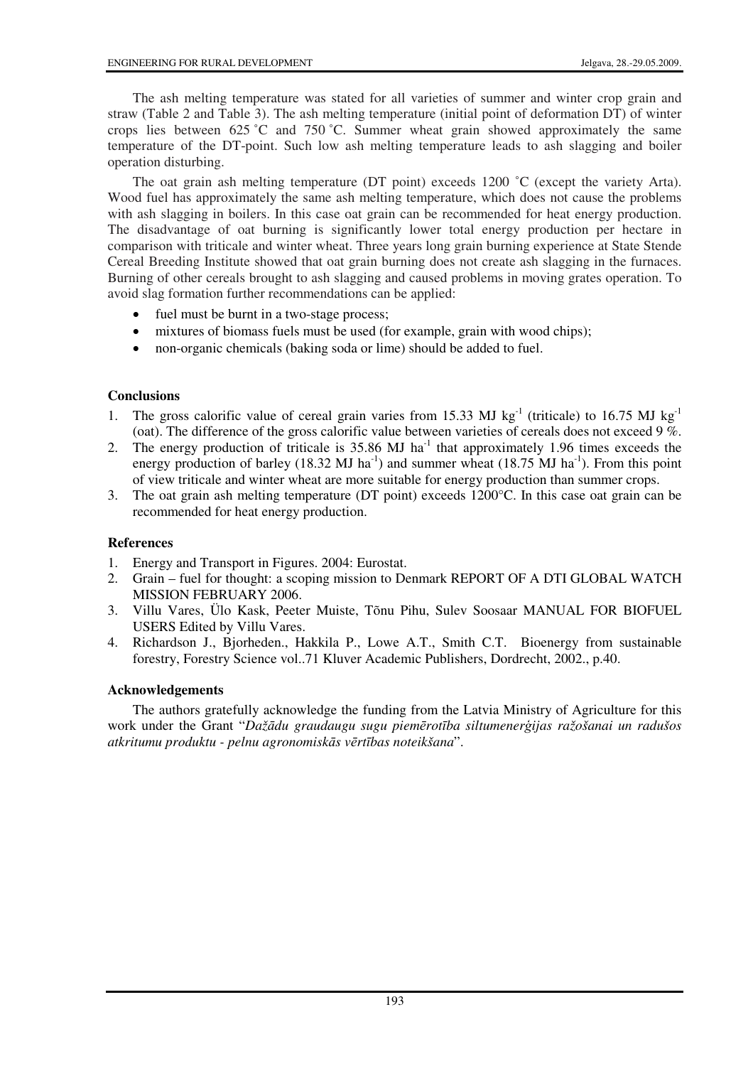The ash melting temperature was stated for all varieties of summer and winter crop grain and straw (Table 2 and Table 3). The ash melting temperature (initial point of deformation DT) of winter crops lies between 625 ˚C and 750 ˚C. Summer wheat grain showed approximately the same temperature of the DT-point. Such low ash melting temperature leads to ash slagging and boiler operation disturbing.

The oat grain ash melting temperature (DT point) exceeds 1200 ˚C (except the variety Arta). Wood fuel has approximately the same ash melting temperature, which does not cause the problems with ash slagging in boilers. In this case oat grain can be recommended for heat energy production. The disadvantage of oat burning is significantly lower total energy production per hectare in comparison with triticale and winter wheat. Three years long grain burning experience at State Stende Cereal Breeding Institute showed that oat grain burning does not create ash slagging in the furnaces. Burning of other cereals brought to ash slagging and caused problems in moving grates operation. To avoid slag formation further recommendations can be applied:

- fuel must be burnt in a two-stage process;
- mixtures of biomass fuels must be used (for example, grain with wood chips);
- non-organic chemicals (baking soda or lime) should be added to fuel.

## Conclusions

1. The gross calorific value of cereal grain varies from 15.33 MJ kg$^{-1}$ (triticale) to 16.75 MJ kg$^{-1}$ (oat). The difference of the gross calorific value between varieties of cereals does not exceed 9 %.
2. The energy production of triticale is 35.86 MJ ha$^{-1}$ that approximately 1.96 times exceeds the energy production of barley (18.32 MJ ha$^{-1}$) and summer wheat (18.75 MJ ha$^{-1}$). From this point of view triticale and winter wheat are more suitable for energy production than summer crops.
3. The oat grain ash melting temperature (DT point) exceeds 1200°C. In this case oat grain can be recommended for heat energy production.

## References

1. Energy and Transport in Figures. 2004: Eurostat.
2. Grain – fuel for thought: a scoping mission to Denmark REPORT OF A DTI GLOBAL WATCH MISSION FEBRUARY 2006.
3. Villu Vares, Ülo Kask, Peeter Muiste, Tõnu Pihu, Sulev Soosaar MANUAL FOR BIOFUEL USERS Edited by Villu Vares.
4. Richardson J., Bjorheden., Hakkila P., Lowe A.T., Smith C.T. Bioenergy from sustainable forestry, Forestry Science vol..71 Kluver Academic Publishers, Dordrecht, 2002., p.40.

## Acknowledgements

The authors gratefully acknowledge the funding from the Latvia Ministry of Agriculture for this work under the Grant "*Dažādu graudaugu sugu piemērotība siltumenerģijas ražošanai un radušos atkritumu produktu - pelnu agronomiskās vērtības noteikšana*".